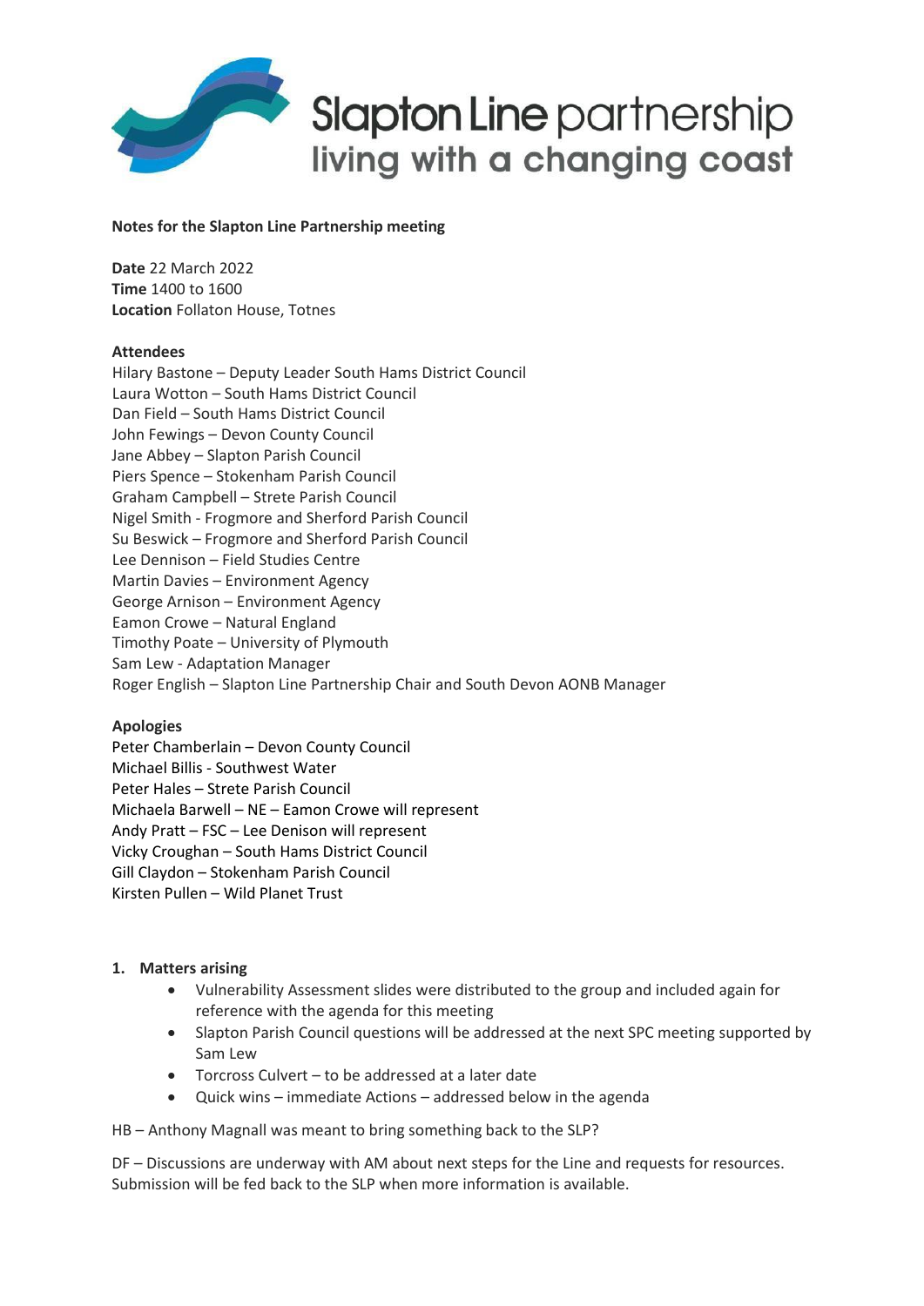**Slapton Line partnership**
**living with a changing coast**

**Notes for the Slapton Line Partnership meeting**

**Date** 22 March 2022
**Time** 1400 to 1600
**Location** Follaton House, Totnes

**Attendees**
Hilary Bastone – Deputy Leader South Hams District Council
Laura Wotton – South Hams District Council
Dan Field – South Hams District Council
John Fewings – Devon County Council
Jane Abbey – Slapton Parish Council
Piers Spence – Stokenham Parish Council
Graham Campbell – Strete Parish Council
Nigel Smith - Frogmore and Sherford Parish Council
Su Beswick – Frogmore and Sherford Parish Council
Lee Dennison – Field Studies Centre
Martin Davies – Environment Agency
George Arnison – Environment Agency
Eamon Crowe – Natural England
Timothy Poate – University of Plymouth
Sam Lew - Adaptation Manager
Roger English – Slapton Line Partnership Chair and South Devon AONB Manager

**Apologies**
Peter Chamberlain – Devon County Council
Michael Billis - Southwest Water
Peter Hales – Strete Parish Council
Michaela Barwell – NE – Eamon Crowe will represent
Andy Pratt – FSC – Lee Denison will represent
Vicky Croughan – South Hams District Council
Gill Claydon – Stokenham Parish Council
Kirsten Pullen – Wild Planet Trust

**1. Matters arising**

- Vulnerability Assessment slides were distributed to the group and included again for reference with the agenda for this meeting
- Slapton Parish Council questions will be addressed at the next SPC meeting supported by Sam Lew
- Torcross Culvert – to be addressed at a later date
- Quick wins – immediate Actions – addressed below in the agenda

HB – Anthony Magnall was meant to bring something back to the SLP?

DF – Discussions are underway with AM about next steps for the Line and requests for resources. Submission will be fed back to the SLP when more information is available.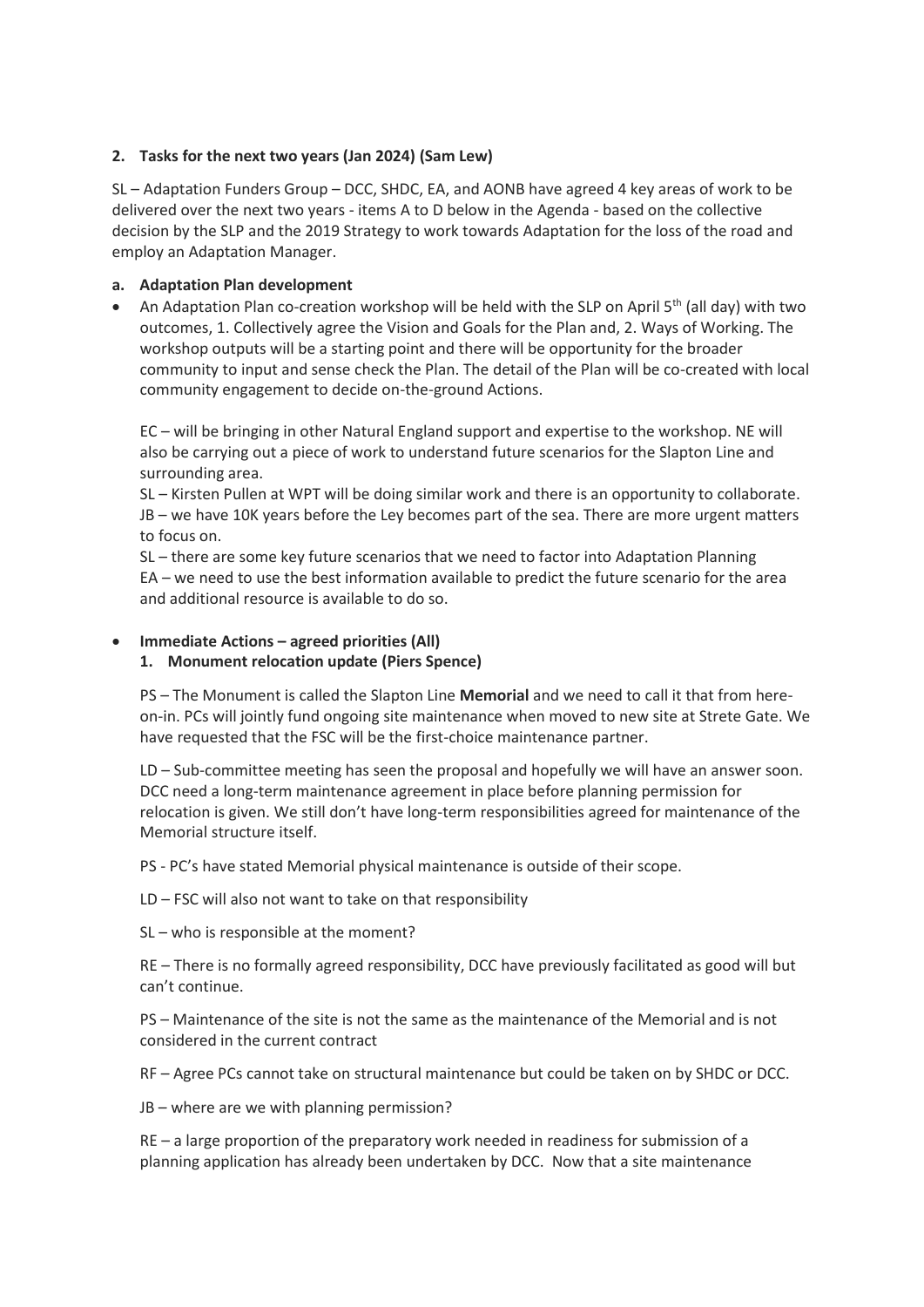## 2. Tasks for the next two years (Jan 2024) (Sam Lew)

SL – Adaptation Funders Group – DCC, SHDC, EA, and AONB have agreed 4 key areas of work to be delivered over the next two years - items A to D below in the Agenda - based on the collective decision by the SLP and the 2019 Strategy to work towards Adaptation for the loss of the road and employ an Adaptation Manager.

### a. Adaptation Plan development

- An Adaptation Plan co-creation workshop will be held with the SLP on April 5th (all day) with two outcomes, 1. Collectively agree the Vision and Goals for the Plan and, 2. Ways of Working. The workshop outputs will be a starting point and there will be opportunity for the broader community to input and sense check the Plan. The detail of the Plan will be co-created with local community engagement to decide on-the-ground Actions.

  EC – will be bringing in other Natural England support and expertise to the workshop. NE will also be carrying out a piece of work to understand future scenarios for the Slapton Line and surrounding area.
  SL – Kirsten Pullen at WPT will be doing similar work and there is an opportunity to collaborate.
  JB – we have 10K years before the Ley becomes part of the sea. There are more urgent matters to focus on.
  SL – there are some key future scenarios that we need to factor into Adaptation Planning
  EA – we need to use the best information available to predict the future scenario for the area and additional resource is available to do so.

- **Immediate Actions – agreed priorities (All)**
  **1. Monument relocation update (Piers Spence)**

  PS – The Monument is called the Slapton Line **Memorial** and we need to call it that from here-on-in. PCs will jointly fund ongoing site maintenance when moved to new site at Strete Gate. We have requested that the FSC will be the first-choice maintenance partner.

  LD – Sub-committee meeting has seen the proposal and hopefully we will have an answer soon. DCC need a long-term maintenance agreement in place before planning permission for relocation is given. We still don't have long-term responsibilities agreed for maintenance of the Memorial structure itself.

  PS - PC's have stated Memorial physical maintenance is outside of their scope.

  LD – FSC will also not want to take on that responsibility

  SL – who is responsible at the moment?

  RE – There is no formally agreed responsibility, DCC have previously facilitated as good will but can't continue.

  PS – Maintenance of the site is not the same as the maintenance of the Memorial and is not considered in the current contract

  RF – Agree PCs cannot take on structural maintenance but could be taken on by SHDC or DCC.

  JB – where are we with planning permission?

  RE – a large proportion of the preparatory work needed in readiness for submission of a planning application has already been undertaken by DCC. Now that a site maintenance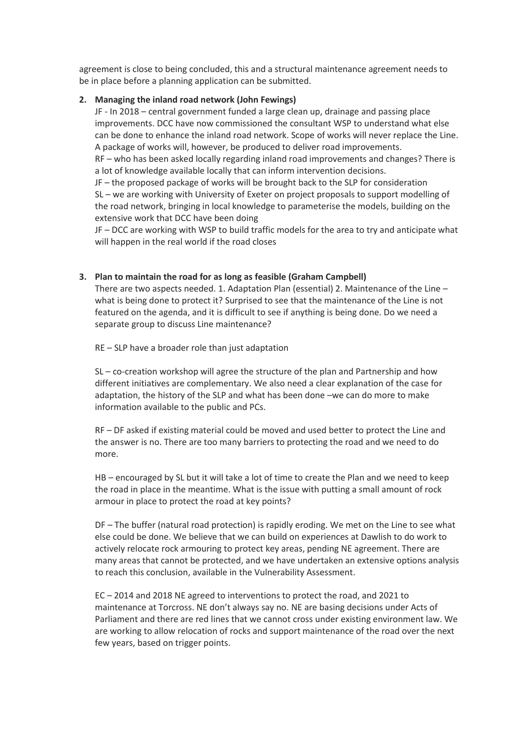agreement is close to being concluded, this and a structural maintenance agreement needs to be in place before a planning application can be submitted.

2. **Managing the inland road network (John Fewings)**

   JF - In 2018 – central government funded a large clean up, drainage and passing place improvements. DCC have now commissioned the consultant WSP to understand what else can be done to enhance the inland road network. Scope of works will never replace the Line. A package of works will, however, be produced to deliver road improvements.
   RF – who has been asked locally regarding inland road improvements and changes? There is a lot of knowledge available locally that can inform intervention decisions.
   JF – the proposed package of works will be brought back to the SLP for consideration
   SL – we are working with University of Exeter on project proposals to support modelling of the road network, bringing in local knowledge to parameterise the models, building on the extensive work that DCC have been doing
   JF – DCC are working with WSP to build traffic models for the area to try and anticipate what will happen in the real world if the road closes

3. **Plan to maintain the road for as long as feasible (Graham Campbell)**

   There are two aspects needed. 1. Adaptation Plan (essential) 2. Maintenance of the Line – what is being done to protect it? Surprised to see that the maintenance of the Line is not featured on the agenda, and it is difficult to see if anything is being done. Do we need a separate group to discuss Line maintenance?

   RE – SLP have a broader role than just adaptation

   SL – co-creation workshop will agree the structure of the plan and Partnership and how different initiatives are complementary. We also need a clear explanation of the case for adaptation, the history of the SLP and what has been done –we can do more to make information available to the public and PCs.

   RF – DF asked if existing material could be moved and used better to protect the Line and the answer is no. There are too many barriers to protecting the road and we need to do more.

   HB – encouraged by SL but it will take a lot of time to create the Plan and we need to keep the road in place in the meantime. What is the issue with putting a small amount of rock armour in place to protect the road at key points?

   DF – The buffer (natural road protection) is rapidly eroding. We met on the Line to see what else could be done. We believe that we can build on experiences at Dawlish to do work to actively relocate rock armouring to protect key areas, pending NE agreement. There are many areas that cannot be protected, and we have undertaken an extensive options analysis to reach this conclusion, available in the Vulnerability Assessment.

   EC – 2014 and 2018 NE agreed to interventions to protect the road, and 2021 to maintenance at Torcross. NE don't always say no. NE are basing decisions under Acts of Parliament and there are red lines that we cannot cross under existing environment law. We are working to allow relocation of rocks and support maintenance of the road over the next few years, based on trigger points.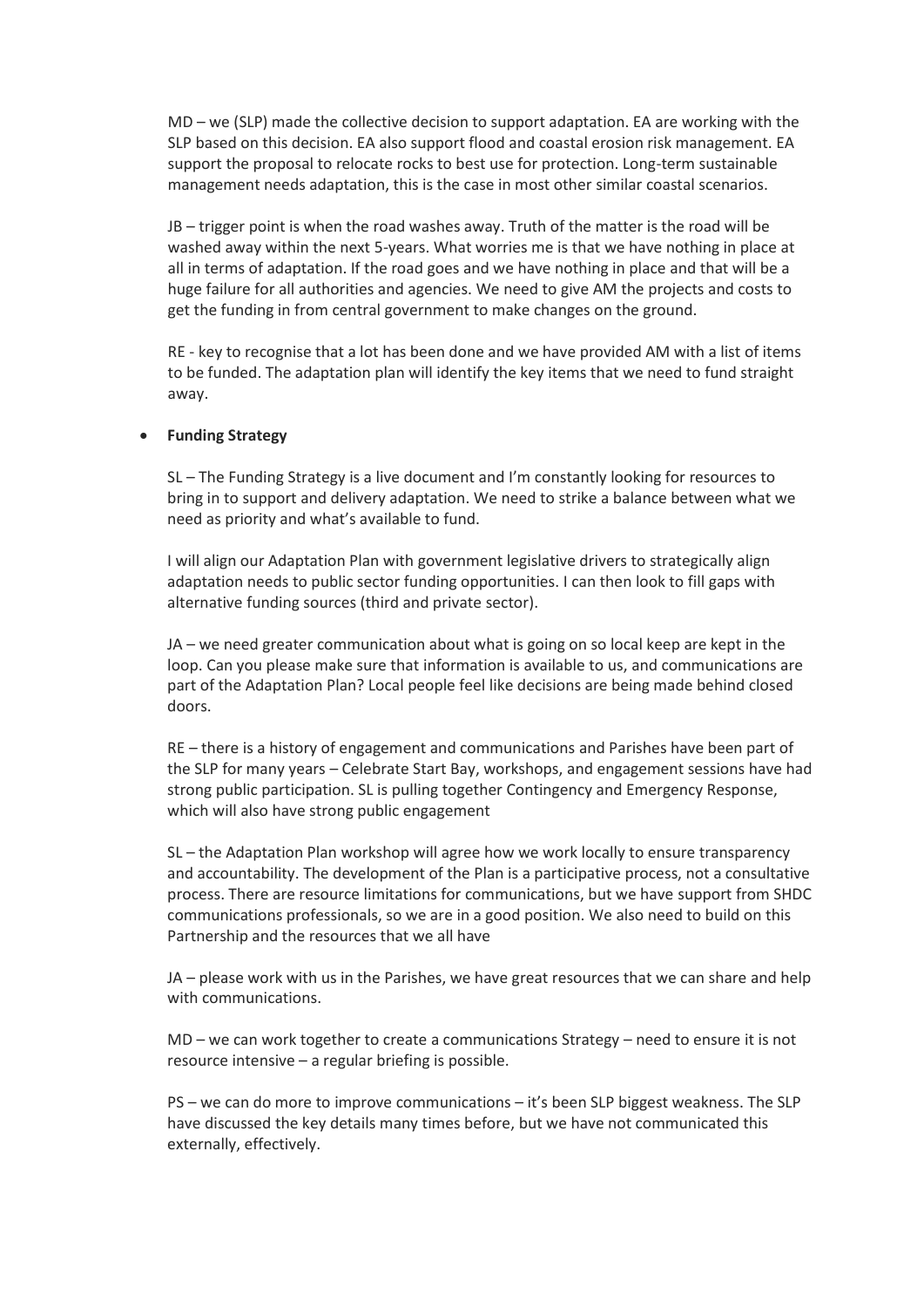MD – we (SLP) made the collective decision to support adaptation. EA are working with the SLP based on this decision. EA also support flood and coastal erosion risk management. EA support the proposal to relocate rocks to best use for protection. Long-term sustainable management needs adaptation, this is the case in most other similar coastal scenarios.

JB – trigger point is when the road washes away. Truth of the matter is the road will be washed away within the next 5-years. What worries me is that we have nothing in place at all in terms of adaptation. If the road goes and we have nothing in place and that will be a huge failure for all authorities and agencies. We need to give AM the projects and costs to get the funding in from central government to make changes on the ground.

RE - key to recognise that a lot has been done and we have provided AM with a list of items to be funded. The adaptation plan will identify the key items that we need to fund straight away.

- **Funding Strategy**

  SL – The Funding Strategy is a live document and I'm constantly looking for resources to bring in to support and delivery adaptation. We need to strike a balance between what we need as priority and what's available to fund.

  I will align our Adaptation Plan with government legislative drivers to strategically align adaptation needs to public sector funding opportunities. I can then look to fill gaps with alternative funding sources (third and private sector).

  JA – we need greater communication about what is going on so local keep are kept in the loop. Can you please make sure that information is available to us, and communications are part of the Adaptation Plan? Local people feel like decisions are being made behind closed doors.

  RE – there is a history of engagement and communications and Parishes have been part of the SLP for many years – Celebrate Start Bay, workshops, and engagement sessions have had strong public participation. SL is pulling together Contingency and Emergency Response, which will also have strong public engagement

  SL – the Adaptation Plan workshop will agree how we work locally to ensure transparency and accountability. The development of the Plan is a participative process, not a consultative process. There are resource limitations for communications, but we have support from SHDC communications professionals, so we are in a good position. We also need to build on this Partnership and the resources that we all have

  JA – please work with us in the Parishes, we have great resources that we can share and help with communications.

  MD – we can work together to create a communications Strategy – need to ensure it is not resource intensive – a regular briefing is possible.

  PS – we can do more to improve communications – it's been SLP biggest weakness. The SLP have discussed the key details many times before, but we have not communicated this externally, effectively.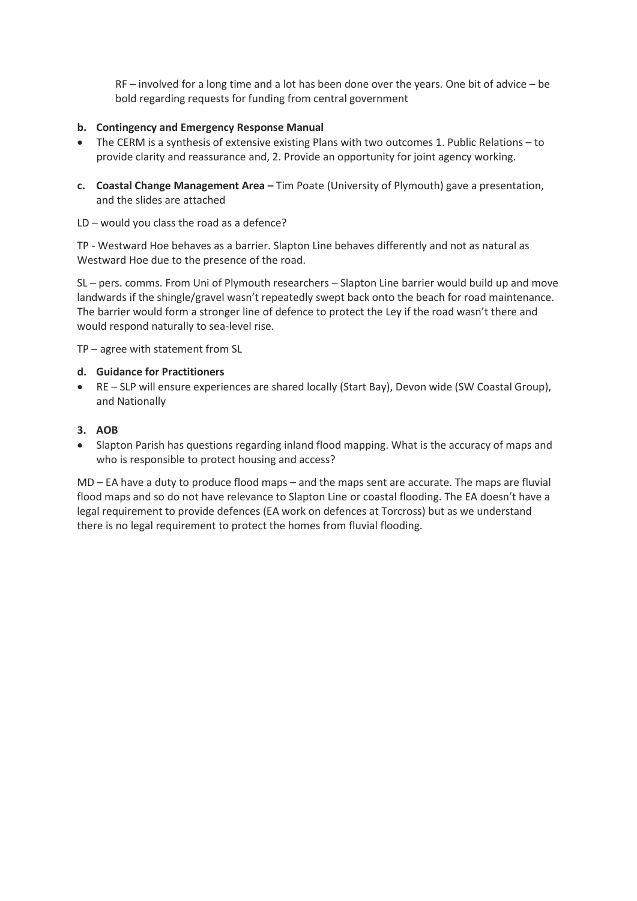RF – involved for a long time and a lot has been done over the years. One bit of advice – be bold regarding requests for funding from central government

**b. Contingency and Emergency Response Manual**

- The CERM is a synthesis of extensive existing Plans with two outcomes 1. Public Relations – to provide clarity and reassurance and, 2. Provide an opportunity for joint agency working.

**c. Coastal Change Management Area –** Tim Poate (University of Plymouth) gave a presentation, and the slides are attached

LD – would you class the road as a defence?

TP - Westward Hoe behaves as a barrier. Slapton Line behaves differently and not as natural as Westward Hoe due to the presence of the road.

SL – pers. comms. From Uni of Plymouth researchers – Slapton Line barrier would build up and move landwards if the shingle/gravel wasn't repeatedly swept back onto the beach for road maintenance. The barrier would form a stronger line of defence to protect the Ley if the road wasn't there and would respond naturally to sea-level rise.

TP – agree with statement from SL

**d. Guidance for Practitioners**

- RE – SLP will ensure experiences are shared locally (Start Bay), Devon wide (SW Coastal Group), and Nationally

**3. AOB**

- Slapton Parish has questions regarding inland flood mapping. What is the accuracy of maps and who is responsible to protect housing and access?

MD – EA have a duty to produce flood maps – and the maps sent are accurate. The maps are fluvial flood maps and so do not have relevance to Slapton Line or coastal flooding. The EA doesn't have a legal requirement to provide defences (EA work on defences at Torcross) but as we understand there is no legal requirement to protect the homes from fluvial flooding.